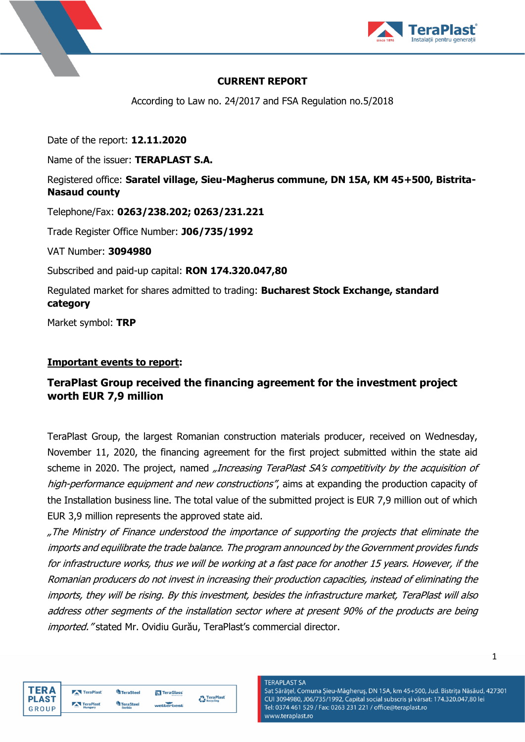**CURRENT REPORT**

According to Law no. 24/2017 and FSA Regulation no.5/2018

Date of the report: **12.11.2020**

Name of the issuer: **TERAPLAST S.A.**

Registered office: **Saratel village, Sieu-Magherus commune, DN 15A, KM 45+500, Bistrita-Nasaud county**

Telephone/Fax: **0263/238.202; 0263/231.221**

Trade Register Office Number: **J06/735/1992**

VAT Number: **3094980**

Subscribed and paid-up capital: **RON 174.320.047,80**

Regulated market for shares admitted to trading: **Bucharest Stock Exchange, standard category**

Market symbol: **TRP**

**Important events to report**:

## TeraPlast Group received the financing agreement for the investment project worth EUR 7,9 million

TeraPlast Group, the largest Romanian construction materials producer, received on Wednesday, November 11, 2020, the financing agreement for the first project submitted within the state aid scheme in 2020. The project, named *„Increasing TeraPlast SA's competitivity by the acquisition of high-performance equipment and new constructions"*, aims at expanding the production capacity of the Installation business line. The total value of the submitted project is EUR 7,9 million out of which EUR 3,9 million represents the approved state aid.

*„The Ministry of Finance understood the importance of supporting the projects that eliminate the imports and equilibrate the trade balance. The program announced by the Government provides funds for infrastructure works, thus we will be working at a fast pace for another 15 years. However, if the Romanian producers do not invest in increasing their production capacities, instead of eliminating the imports, they will be rising. By this investment, besides the infrastructure market, TeraPlast will also address other segments of the installation sector where at present 90% of the products are being imported."* stated Mr. Ovidiu Gurău, TeraPlast's commercial director.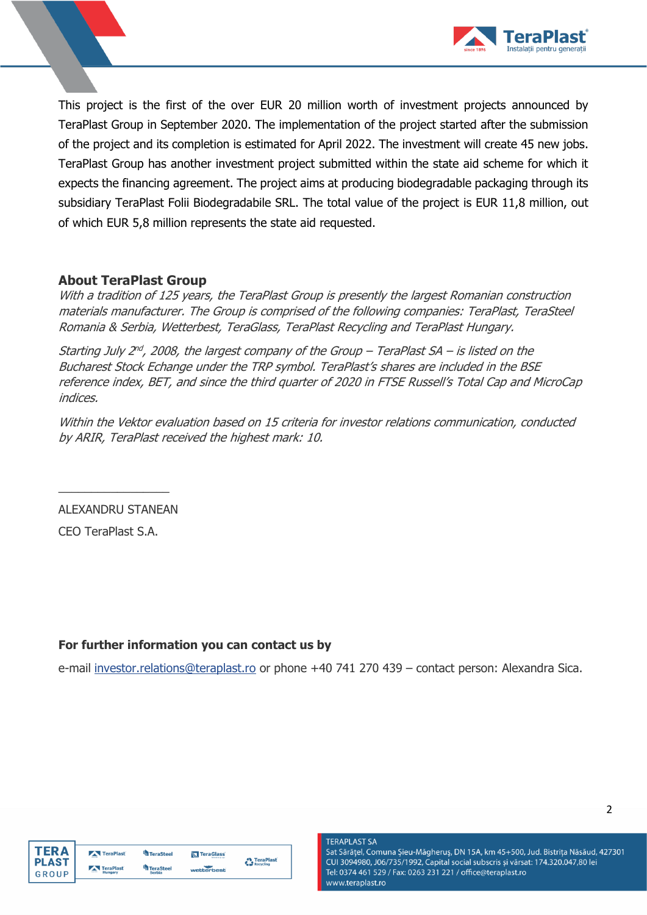This project is the first of the over EUR 20 million worth of investment projects announced by TeraPlast Group in September 2020. The implementation of the project started after the submission of the project and its completion is estimated for April 2022. The investment will create 45 new jobs. TeraPlast Group has another investment project submitted within the state aid scheme for which it expects the financing agreement. The project aims at producing biodegradable packaging through its subsidiary TeraPlast Folii Biodegradabile SRL. The total value of the project is EUR 11,8 million, out of which EUR 5,8 million represents the state aid requested.

## About TeraPlast Group

*With a tradition of 125 years, the TeraPlast Group is presently the largest Romanian construction materials manufacturer. The Group is comprised of the following companies: TeraPlast, TeraSteel Romania & Serbia, Wetterbest, TeraGlass, TeraPlast Recycling and TeraPlast Hungary.*

*Starting July 2nd, 2008, the largest company of the Group – TeraPlast SA – is listed on the Bucharest Stock Echange under the TRP symbol. TeraPlast's shares are included in the BSE reference index, BET, and since the third quarter of 2020 in FTSE Russell's Total Cap and MicroCap indices.*

*Within the Vektor evaluation based on 15 criteria for investor relations communication, conducted by ARIR, TeraPlast received the highest mark: 10.*

\_\_\_\_\_\_\_\_\_\_\_\_\_\_\_\_\_\_

ALEXANDRU STANEAN

CEO TeraPlast S.A.

**For further information you can contact us by**

e-mail investor.relations@teraplast.ro or phone +40 741 270 439 – contact person: Alexandra Sica.

TERAPLAST SA
Sat Sărățel, Comuna Șieu-Măgheruș, DN 15A, km 45+500, Jud. Bistrița Năsăud, 427301
CUI 3094980, J06/735/1992, Capital social subscris și vărsat: 174.320.047,80 lei
Tel: 0374 461 529 / Fax: 0263 231 221 / office@teraplast.ro
www.teraplast.ro